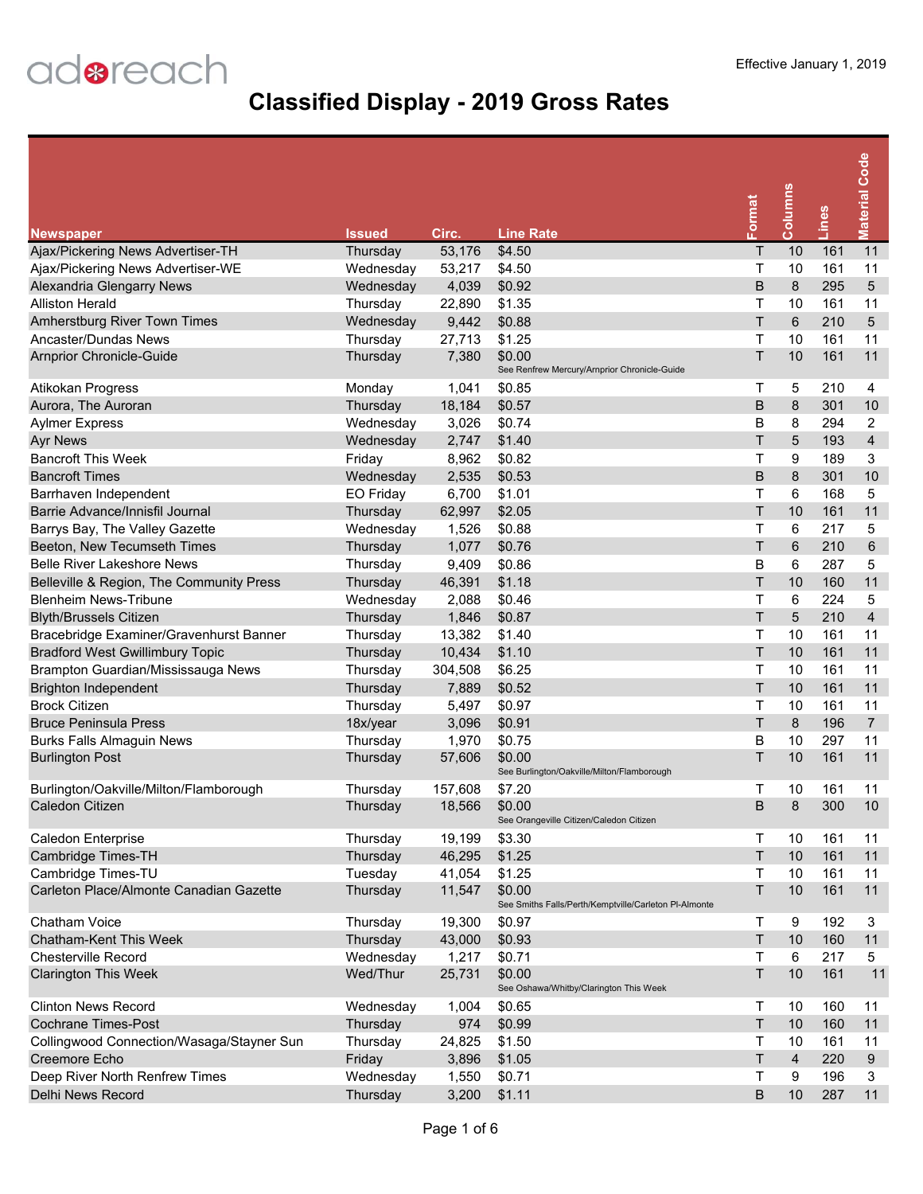adreach

Effective January 1, 2019

# Classified Display - 2019 Gross Rates

| Newspaper | Issued | Circ. | Line Rate | Format | Columns | Lines | Material Code |
|---|---|---|---|---|---|---|---|
| Ajax/Pickering News Advertiser-TH | Thursday | 53,176 | $4.50 | T | 10 | 161 | 11 |
| Ajax/Pickering News Advertiser-WE | Wednesday | 53,217 | $4.50 | T | 10 | 161 | 11 |
| Alexandria Glengarry News | Wednesday | 4,039 | $0.92 | B | 8 | 295 | 5 |
| Alliston Herald | Thursday | 22,890 | $1.35 | T | 10 | 161 | 11 |
| Amherstburg River Town Times | Wednesday | 9,442 | $0.88 | T | 6 | 210 | 5 |
| Ancaster/Dundas News | Thursday | 27,713 | $1.25 | T | 10 | 161 | 11 |
| Arnprior Chronicle-Guide | Thursday | 7,380 | $0.00 See Renfrew Mercury/Amprior Chronicle-Guide | T | 10 | 161 | 11 |
| Atikokan Progress | Monday | 1,041 | $0.85 | T | 5 | 210 | 4 |
| Aurora, The Auroran | Thursday | 18,184 | $0.57 | B | 8 | 301 | 10 |
| Aylmer Express | Wednesday | 3,026 | $0.74 | B | 8 | 294 | 2 |
| Ayr News | Wednesday | 2,747 | $1.40 | T | 5 | 193 | 4 |
| Bancroft This Week | Friday | 8,962 | $0.82 | T | 9 | 189 | 3 |
| Bancroft Times | Wednesday | 2,535 | $0.53 | B | 8 | 301 | 10 |
| Barrhaven Independent | EO Friday | 6,700 | $1.01 | T | 6 | 168 | 5 |
| Barrie Advance/Innisfil Journal | Thursday | 62,997 | $2.05 | T | 10 | 161 | 11 |
| Barrys Bay, The Valley Gazette | Wednesday | 1,526 | $0.88 | T | 6 | 217 | 5 |
| Beeton, New Tecumseth Times | Thursday | 1,077 | $0.76 | T | 6 | 210 | 6 |
| Belle River Lakeshore News | Thursday | 9,409 | $0.86 | B | 6 | 287 | 5 |
| Belleville & Region, The Community Press | Thursday | 46,391 | $1.18 | T | 10 | 160 | 11 |
| Blenheim News-Tribune | Wednesday | 2,088 | $0.46 | T | 6 | 224 | 5 |
| Blyth/Brussels Citizen | Thursday | 1,846 | $0.87 | T | 5 | 210 | 4 |
| Bracebridge Examiner/Gravenhurst Banner | Thursday | 13,382 | $1.40 | T | 10 | 161 | 11 |
| Bradford West Gwillimbury Topic | Thursday | 10,434 | $1.10 | T | 10 | 161 | 11 |
| Brampton Guardian/Mississauga News | Thursday | 304,508 | $6.25 | T | 10 | 161 | 11 |
| Brighton Independent | Thursday | 7,889 | $0.52 | T | 10 | 161 | 11 |
| Brock Citizen | Thursday | 5,497 | $0.97 | T | 10 | 161 | 11 |
| Bruce Peninsula Press | 18x/year | 3,096 | $0.91 | T | 8 | 196 | 7 |
| Burks Falls Almaguin News | Thursday | 1,970 | $0.75 | B | 10 | 297 | 11 |
| Burlington Post | Thursday | 57,606 | $0.00 See Burlington/Oakville/Milton/Flamborough | T | 10 | 161 | 11 |
| Burlington/Oakville/Milton/Flamborough | Thursday | 157,608 | $7.20 | T | 10 | 161 | 11 |
| Caledon Citizen | Thursday | 18,566 | $0.00 See Orangeville Citizen/Caledon Citizen | B | 8 | 300 | 10 |
| Caledon Enterprise | Thursday | 19,199 | $3.30 | T | 10 | 161 | 11 |
| Cambridge Times-TH | Thursday | 46,295 | $1.25 | T | 10 | 161 | 11 |
| Cambridge Times-TU | Tuesday | 41,054 | $1.25 | T | 10 | 161 | 11 |
| Carleton Place/Almonte Canadian Gazette | Thursday | 11,547 | $0.00 See Smiths Falls/Perth/Kemptville/Carleton Pl-Almonte | T | 10 | 161 | 11 |
| Chatham Voice | Thursday | 19,300 | $0.97 | T | 9 | 192 | 3 |
| Chatham-Kent This Week | Thursday | 43,000 | $0.93 | T | 10 | 160 | 11 |
| Chesterville Record | Wednesday | 1,217 | $0.71 | T | 6 | 217 | 5 |
| Clarington This Week | Wed/Thur | 25,731 | $0.00 See Oshawa/Whitby/Clarington This Week | T | 10 | 161 | 11 |
| Clinton News Record | Wednesday | 1,004 | $0.65 | T | 10 | 160 | 11 |
| Cochrane Times-Post | Thursday | 974 | $0.99 | T | 10 | 160 | 11 |
| Collingwood Connection/Wasaga/Stayner Sun | Thursday | 24,825 | $1.50 | T | 10 | 161 | 11 |
| Creemore Echo | Friday | 3,896 | $1.05 | T | 4 | 220 | 9 |
| Deep River North Renfrew Times | Wednesday | 1,550 | $0.71 | T | 9 | 196 | 3 |
| Delhi News Record | Thursday | 3,200 | $1.11 | B | 10 | 287 | 11 |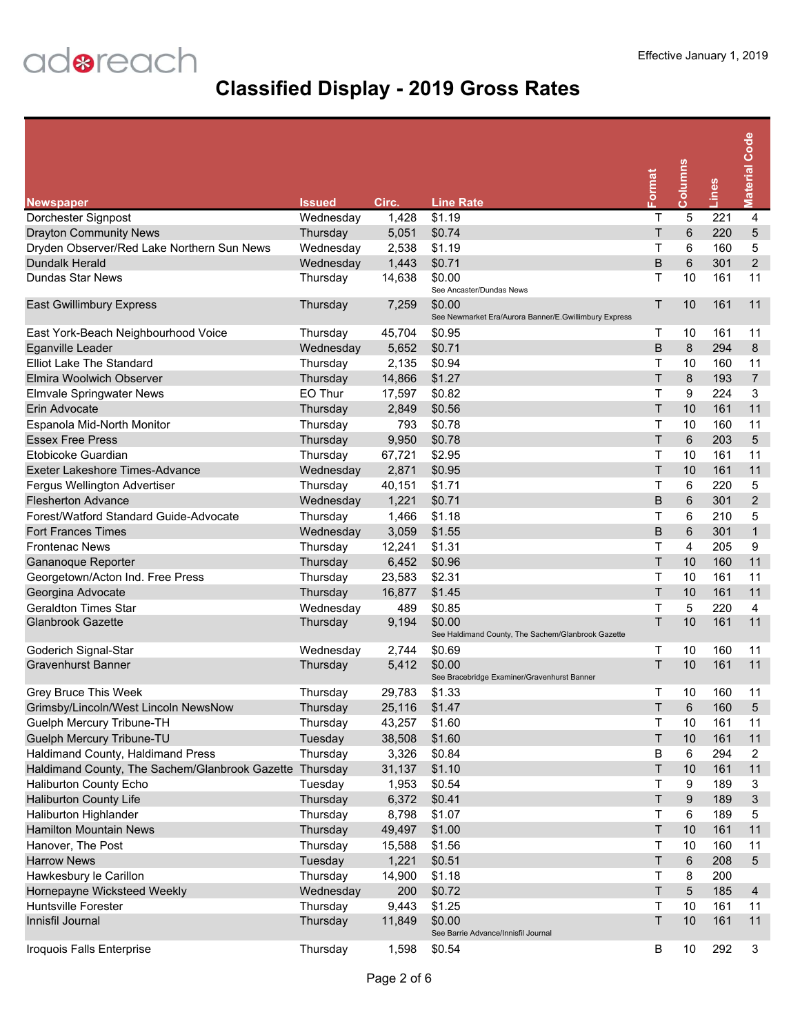adreach

Effective January 1, 2019

# Classified Display - 2019 Gross Rates

| Newspaper | Issued | Circ. | Line Rate | Format | Columns | Lines | Material Code |
|---|---|---|---|---|---|---|---|
| Dorchester Signpost | Wednesday | 1,428 | $1.19 | T | 5 | 221 | 4 |
| Drayton Community News | Thursday | 5,051 | $0.74 | T | 6 | 220 | 5 |
| Dryden Observer/Red Lake Northern Sun News | Wednesday | 2,538 | $1.19 | T | 6 | 160 | 5 |
| Dundalk Herald | Wednesday | 1,443 | $0.71 | B | 6 | 301 | 2 |
| Dundas Star News | Thursday | 14,638 | $0.00 See Ancaster/Dundas News | T | 10 | 161 | 11 |
| East Gwillimbury Express | Thursday | 7,259 | $0.00 See Newmarket Era/Aurora Banner/E.Gwillimbury Express | T | 10 | 161 | 11 |
| East York-Beach Neighbourhood Voice | Thursday | 45,704 | $0.95 | T | 10 | 161 | 11 |
| Eganville Leader | Wednesday | 5,652 | $0.71 | B | 8 | 294 | 8 |
| Elliot Lake The Standard | Thursday | 2,135 | $0.94 | T | 10 | 160 | 11 |
| Elmira Woolwich Observer | Thursday | 14,866 | $1.27 | T | 8 | 193 | 7 |
| Elmvale Springwater News | EO Thur | 17,597 | $0.82 | T | 9 | 224 | 3 |
| Erin Advocate | Thursday | 2,849 | $0.56 | T | 10 | 161 | 11 |
| Espanola Mid-North Monitor | Thursday | 793 | $0.78 | T | 10 | 160 | 11 |
| Essex Free Press | Thursday | 9,950 | $0.78 | T | 6 | 203 | 5 |
| Etobicoke Guardian | Thursday | 67,721 | $2.95 | T | 10 | 161 | 11 |
| Exeter Lakeshore Times-Advance | Wednesday | 2,871 | $0.95 | T | 10 | 161 | 11 |
| Fergus Wellington Advertiser | Thursday | 40,151 | $1.71 | T | 6 | 220 | 5 |
| Flesherton Advance | Wednesday | 1,221 | $0.71 | B | 6 | 301 | 2 |
| Forest/Watford Standard Guide-Advocate | Thursday | 1,466 | $1.18 | T | 6 | 210 | 5 |
| Fort Frances Times | Wednesday | 3,059 | $1.55 | B | 6 | 301 | 1 |
| Frontenac News | Thursday | 12,241 | $1.31 | T | 4 | 205 | 9 |
| Gananoque Reporter | Thursday | 6,452 | $0.96 | T | 10 | 160 | 11 |
| Georgetown/Acton Ind. Free Press | Thursday | 23,583 | $2.31 | T | 10 | 161 | 11 |
| Georgina Advocate | Thursday | 16,877 | $1.45 | T | 10 | 161 | 11 |
| Geraldton Times Star | Wednesday | 489 | $0.85 | T | 5 | 220 | 4 |
| Glanbrook Gazette | Thursday | 9,194 | $0.00 See Haldimand County, The Sachem/Glanbrook Gazette | T | 10 | 161 | 11 |
| Goderich Signal-Star | Wednesday | 2,744 | $0.69 | T | 10 | 160 | 11 |
| Gravenhurst Banner | Thursday | 5,412 | $0.00 See Bracebridge Examiner/Gravenhurst Banner | T | 10 | 161 | 11 |
| Grey Bruce This Week | Thursday | 29,783 | $1.33 | T | 10 | 160 | 11 |
| Grimsby/Lincoln/West Lincoln NewsNow | Thursday | 25,116 | $1.47 | T | 6 | 160 | 5 |
| Guelph Mercury Tribune-TH | Thursday | 43,257 | $1.60 | T | 10 | 161 | 11 |
| Guelph Mercury Tribune-TU | Tuesday | 38,508 | $1.60 | T | 10 | 161 | 11 |
| Haldimand County, Haldimand Press | Thursday | 3,326 | $0.84 | B | 6 | 294 | 2 |
| Haldimand County, The Sachem/Glanbrook Gazette | Thursday | 31,137 | $1.10 | T | 10 | 161 | 11 |
| Haliburton County Echo | Tuesday | 1,953 | $0.54 | T | 9 | 189 | 3 |
| Haliburton County Life | Thursday | 6,372 | $0.41 | T | 9 | 189 | 3 |
| Haliburton Highlander | Thursday | 8,798 | $1.07 | T | 6 | 189 | 5 |
| Hamilton Mountain News | Thursday | 49,497 | $1.00 | T | 10 | 161 | 11 |
| Hanover, The Post | Thursday | 15,588 | $1.56 | T | 10 | 160 | 11 |
| Harrow News | Tuesday | 1,221 | $0.51 | T | 6 | 208 | 5 |
| Hawkesbury le Carillon | Thursday | 14,900 | $1.18 | T | 8 | 200 | |
| Hornepayne Wicksteed Weekly | Wednesday | 200 | $0.72 | T | 5 | 185 | 4 |
| Huntsville Forester | Thursday | 9,443 | $1.25 | T | 10 | 161 | 11 |
| Innisfil Journal | Thursday | 11,849 | $0.00 See Barrie Advance/Innisfil Journal | T | 10 | 161 | 11 |
| Iroquois Falls Enterprise | Thursday | 1,598 | $0.54 | B | 10 | 292 | 3 |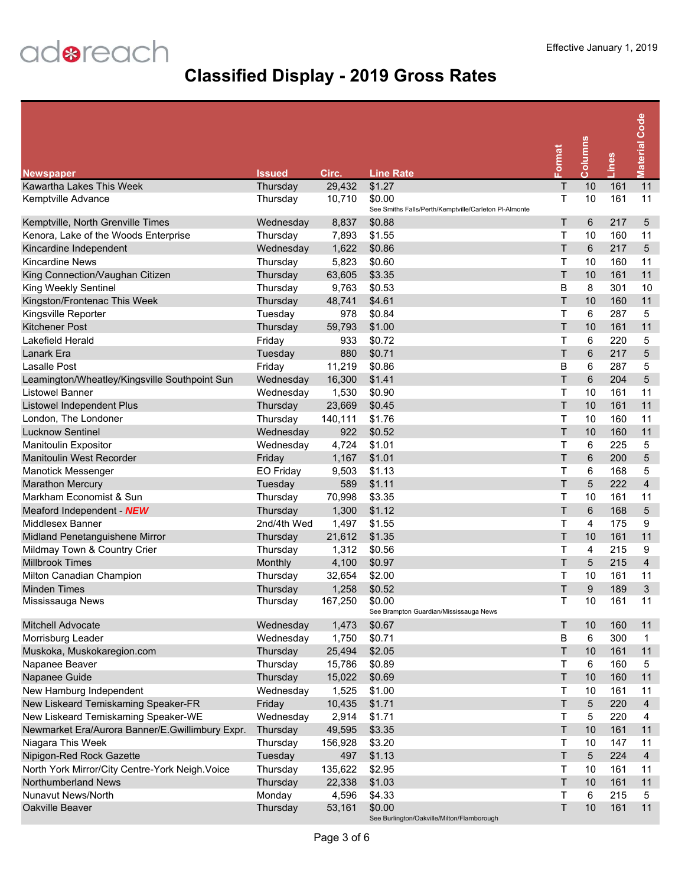adreach

Effective January 1, 2019

# Classified Display - 2019 Gross Rates

| Newspaper | Issued | Circ. | Line Rate | Format | Columns | Lines | Material Code |
|---|---|---|---|---|---|---|---|
| Kawartha Lakes This Week | Thursday | 29,432 | $1.27 | T | 10 | 161 | 11 |
| Kemptville Advance | Thursday | 10,710 | $0.00 See Smiths Falls/Perth/Kemptville/Carleton Pl-Almonte | T | 10 | 161 | 11 |
| Kemptville, North Grenville Times | Wednesday | 8,837 | $0.88 | T | 6 | 217 | 5 |
| Kenora, Lake of the Woods Enterprise | Thursday | 7,893 | $1.55 | T | 10 | 160 | 11 |
| Kincardine Independent | Wednesday | 1,622 | $0.86 | T | 6 | 217 | 5 |
| Kincardine News | Thursday | 5,823 | $0.60 | T | 10 | 160 | 11 |
| King Connection/Vaughan Citizen | Thursday | 63,605 | $3.35 | T | 10 | 161 | 11 |
| King Weekly Sentinel | Thursday | 9,763 | $0.53 | B | 8 | 301 | 10 |
| Kingston/Frontenac This Week | Thursday | 48,741 | $4.61 | T | 10 | 160 | 11 |
| Kingsville Reporter | Tuesday | 978 | $0.84 | T | 6 | 287 | 5 |
| Kitchener Post | Thursday | 59,793 | $1.00 | T | 10 | 161 | 11 |
| Lakefield Herald | Friday | 933 | $0.72 | T | 6 | 220 | 5 |
| Lanark Era | Tuesday | 880 | $0.71 | T | 6 | 217 | 5 |
| Lasalle Post | Friday | 11,219 | $0.86 | B | 6 | 287 | 5 |
| Leamington/Wheatley/Kingsville Southpoint Sun | Wednesday | 16,300 | $1.41 | T | 6 | 204 | 5 |
| Listowel Banner | Wednesday | 1,530 | $0.90 | T | 10 | 161 | 11 |
| Listowel Independent Plus | Thursday | 23,669 | $0.45 | T | 10 | 161 | 11 |
| London, The Londoner | Thursday | 140,111 | $1.76 | T | 10 | 160 | 11 |
| Lucknow Sentinel | Wednesday | 922 | $0.52 | T | 10 | 160 | 11 |
| Manitoulin Expositor | Wednesday | 4,724 | $1.01 | T | 6 | 225 | 5 |
| Manitoulin West Recorder | Friday | 1,167 | $1.01 | T | 6 | 200 | 5 |
| Manotick Messenger | EO Friday | 9,503 | $1.13 | T | 6 | 168 | 5 |
| Marathon Mercury | Tuesday | 589 | $1.11 | T | 5 | 222 | 4 |
| Markham Economist & Sun | Thursday | 70,998 | $3.35 | T | 10 | 161 | 11 |
| Meaford Independent - ***NEW*** | Thursday | 1,300 | $1.12 | T | 6 | 168 | 5 |
| Middlesex Banner | 2nd/4th Wed | 1,497 | $1.55 | T | 4 | 175 | 9 |
| Midland Penetanguishene Mirror | Thursday | 21,612 | $1.35 | T | 10 | 161 | 11 |
| Mildmay Town & Country Crier | Thursday | 1,312 | $0.56 | T | 4 | 215 | 9 |
| Millbrook Times | Monthly | 4,100 | $0.97 | T | 5 | 215 | 4 |
| Milton Canadian Champion | Thursday | 32,654 | $2.00 | T | 10 | 161 | 11 |
| Minden Times | Thursday | 1,258 | $0.52 | T | 9 | 189 | 3 |
| Mississauga News | Thursday | 167,250 | $0.00 See Brampton Guardian/Mississauga News | T | 10 | 161 | 11 |
| Mitchell Advocate | Wednesday | 1,473 | $0.67 | T | 10 | 160 | 11 |
| Morrisburg Leader | Wednesday | 1,750 | $0.71 | B | 6 | 300 | 1 |
| Muskoka, Muskokaregion.com | Thursday | 25,494 | $2.05 | T | 10 | 161 | 11 |
| Napanee Beaver | Thursday | 15,786 | $0.89 | T | 6 | 160 | 5 |
| Napanee Guide | Thursday | 15,022 | $0.69 | T | 10 | 160 | 11 |
| New Hamburg Independent | Wednesday | 1,525 | $1.00 | T | 10 | 161 | 11 |
| New Liskeard Temiskaming Speaker-FR | Friday | 10,435 | $1.71 | T | 5 | 220 | 4 |
| New Liskeard Temiskaming Speaker-WE | Wednesday | 2,914 | $1.71 | T | 5 | 220 | 4 |
| Newmarket Era/Aurora Banner/E.Gwillimbury Expr. | Thursday | 49,595 | $3.35 | T | 10 | 161 | 11 |
| Niagara This Week | Thursday | 156,928 | $3.20 | T | 10 | 147 | 11 |
| Nipigon-Red Rock Gazette | Tuesday | 497 | $1.13 | T | 5 | 224 | 4 |
| North York Mirror/City Centre-York Neigh.Voice | Thursday | 135,622 | $2.95 | T | 10 | 161 | 11 |
| Northumberland News | Thursday | 22,338 | $1.03 | T | 10 | 161 | 11 |
| Nunavut News/North | Monday | 4,596 | $4.33 | T | 6 | 215 | 5 |
| Oakville Beaver | Thursday | 53,161 | $0.00 See Burlington/Oakville/Milton/Flamborough | T | 10 | 161 | 11 |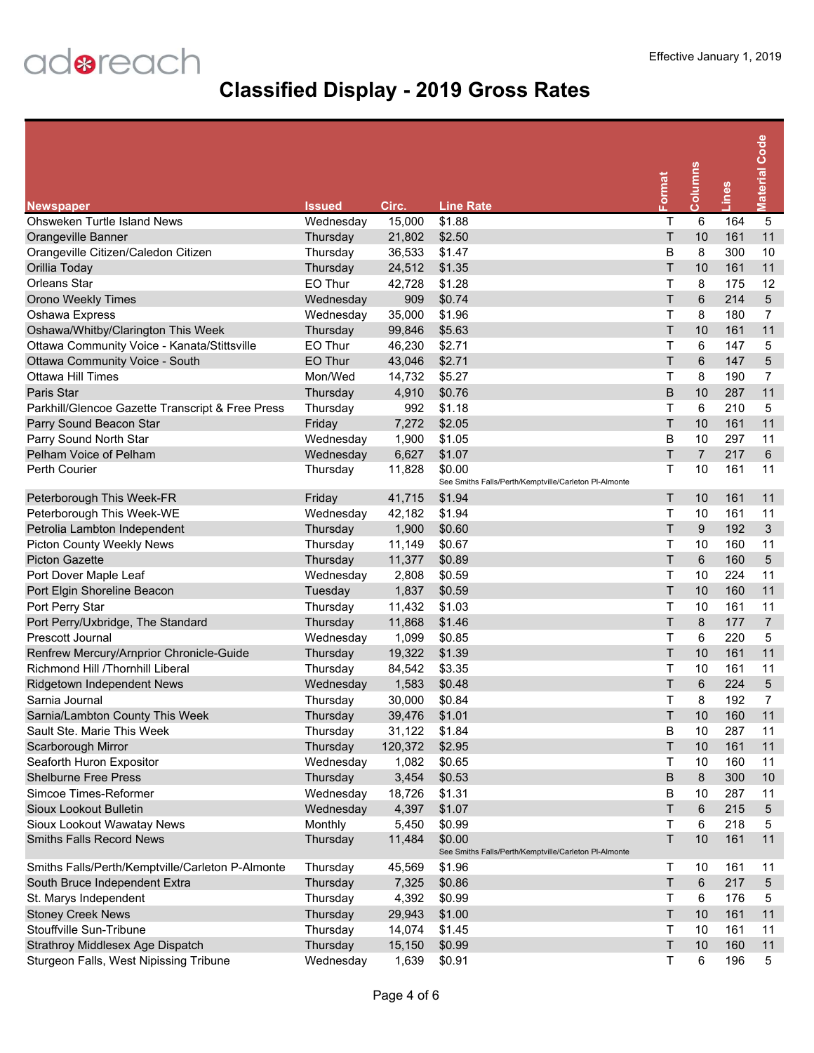adreach

Effective January 1, 2019

# Classified Display - 2019 Gross Rates

| Newspaper | Issued | Circ. | Line Rate | Format | Columns | Lines | Material Code |
|---|---|---|---|---|---|---|---|
| Ohsweken Turtle Island News | Wednesday | 15,000 | $1.88 | T | 6 | 164 | 5 |
| Orangeville Banner | Thursday | 21,802 | $2.50 | T | 10 | 161 | 11 |
| Orangeville Citizen/Caledon Citizen | Thursday | 36,533 | $1.47 | B | 8 | 300 | 10 |
| Orillia Today | Thursday | 24,512 | $1.35 | T | 10 | 161 | 11 |
| Orleans Star | EO Thur | 42,728 | $1.28 | T | 8 | 175 | 12 |
| Orono Weekly Times | Wednesday | 909 | $0.74 | T | 6 | 214 | 5 |
| Oshawa Express | Wednesday | 35,000 | $1.96 | T | 8 | 180 | 7 |
| Oshawa/Whitby/Clarington This Week | Thursday | 99,846 | $5.63 | T | 10 | 161 | 11 |
| Ottawa Community Voice - Kanata/Stittsville | EO Thur | 46,230 | $2.71 | T | 6 | 147 | 5 |
| Ottawa Community Voice - South | EO Thur | 43,046 | $2.71 | T | 6 | 147 | 5 |
| Ottawa Hill Times | Mon/Wed | 14,732 | $5.27 | T | 8 | 190 | 7 |
| Paris Star | Thursday | 4,910 | $0.76 | B | 10 | 287 | 11 |
| Parkhill/Glencoe Gazette Transcript & Free Press | Thursday | 992 | $1.18 | T | 6 | 210 | 5 |
| Parry Sound Beacon Star | Friday | 7,272 | $2.05 | T | 10 | 161 | 11 |
| Parry Sound North Star | Wednesday | 1,900 | $1.05 | B | 10 | 297 | 11 |
| Pelham Voice of Pelham | Wednesday | 6,627 | $1.07 | T | 7 | 217 | 6 |
| Perth Courier | Thursday | 11,828 | $0.00 See Smiths Falls/Perth/Kemptville/Carleton Pl-Almonte | T | 10 | 161 | 11 |
| Peterborough This Week-FR | Friday | 41,715 | $1.94 | T | 10 | 161 | 11 |
| Peterborough This Week-WE | Wednesday | 42,182 | $1.94 | T | 10 | 161 | 11 |
| Petrolia Lambton Independent | Thursday | 1,900 | $0.60 | T | 9 | 192 | 3 |
| Picton County Weekly News | Thursday | 11,149 | $0.67 | T | 10 | 160 | 11 |
| Picton Gazette | Thursday | 11,377 | $0.89 | T | 6 | 160 | 5 |
| Port Dover Maple Leaf | Wednesday | 2,808 | $0.59 | T | 10 | 224 | 11 |
| Port Elgin Shoreline Beacon | Tuesday | 1,837 | $0.59 | T | 10 | 160 | 11 |
| Port Perry Star | Thursday | 11,432 | $1.03 | T | 10 | 161 | 11 |
| Port Perry/Uxbridge, The Standard | Thursday | 11,868 | $1.46 | T | 8 | 177 | 7 |
| Prescott Journal | Wednesday | 1,099 | $0.85 | T | 6 | 220 | 5 |
| Renfrew Mercury/Arnprior Chronicle-Guide | Thursday | 19,322 | $1.39 | T | 10 | 161 | 11 |
| Richmond Hill /Thornhill Liberal | Thursday | 84,542 | $3.35 | T | 10 | 161 | 11 |
| Ridgetown Independent News | Wednesday | 1,583 | $0.48 | T | 6 | 224 | 5 |
| Sarnia Journal | Thursday | 30,000 | $0.84 | T | 8 | 192 | 7 |
| Sarnia/Lambton County This Week | Thursday | 39,476 | $1.01 | T | 10 | 160 | 11 |
| Sault Ste. Marie This Week | Thursday | 31,122 | $1.84 | B | 10 | 287 | 11 |
| Scarborough Mirror | Thursday | 120,372 | $2.95 | T | 10 | 161 | 11 |
| Seaforth Huron Expositor | Wednesday | 1,082 | $0.65 | T | 10 | 160 | 11 |
| Shelburne Free Press | Thursday | 3,454 | $0.53 | B | 8 | 300 | 10 |
| Simcoe Times-Reformer | Wednesday | 18,726 | $1.31 | B | 10 | 287 | 11 |
| Sioux Lookout Bulletin | Wednesday | 4,397 | $1.07 | T | 6 | 215 | 5 |
| Sioux Lookout Wawatay News | Monthly | 5,450 | $0.99 | T | 6 | 218 | 5 |
| Smiths Falls Record News | Thursday | 11,484 | $0.00 See Smiths Falls/Perth/Kemptville/Carleton Pl-Almonte | T | 10 | 161 | 11 |
| Smiths Falls/Perth/Kemptville/Carleton P-Almonte | Thursday | 45,569 | $1.96 | T | 10 | 161 | 11 |
| South Bruce Independent Extra | Thursday | 7,325 | $0.86 | T | 6 | 217 | 5 |
| St. Marys Independent | Thursday | 4,392 | $0.99 | T | 6 | 176 | 5 |
| Stoney Creek News | Thursday | 29,943 | $1.00 | T | 10 | 161 | 11 |
| Stouffville Sun-Tribune | Thursday | 14,074 | $1.45 | T | 10 | 161 | 11 |
| Strathroy Middlesex Age Dispatch | Thursday | 15,150 | $0.99 | T | 10 | 160 | 11 |
| Sturgeon Falls, West Nipissing Tribune | Wednesday | 1,639 | $0.91 | T | 6 | 196 | 5 |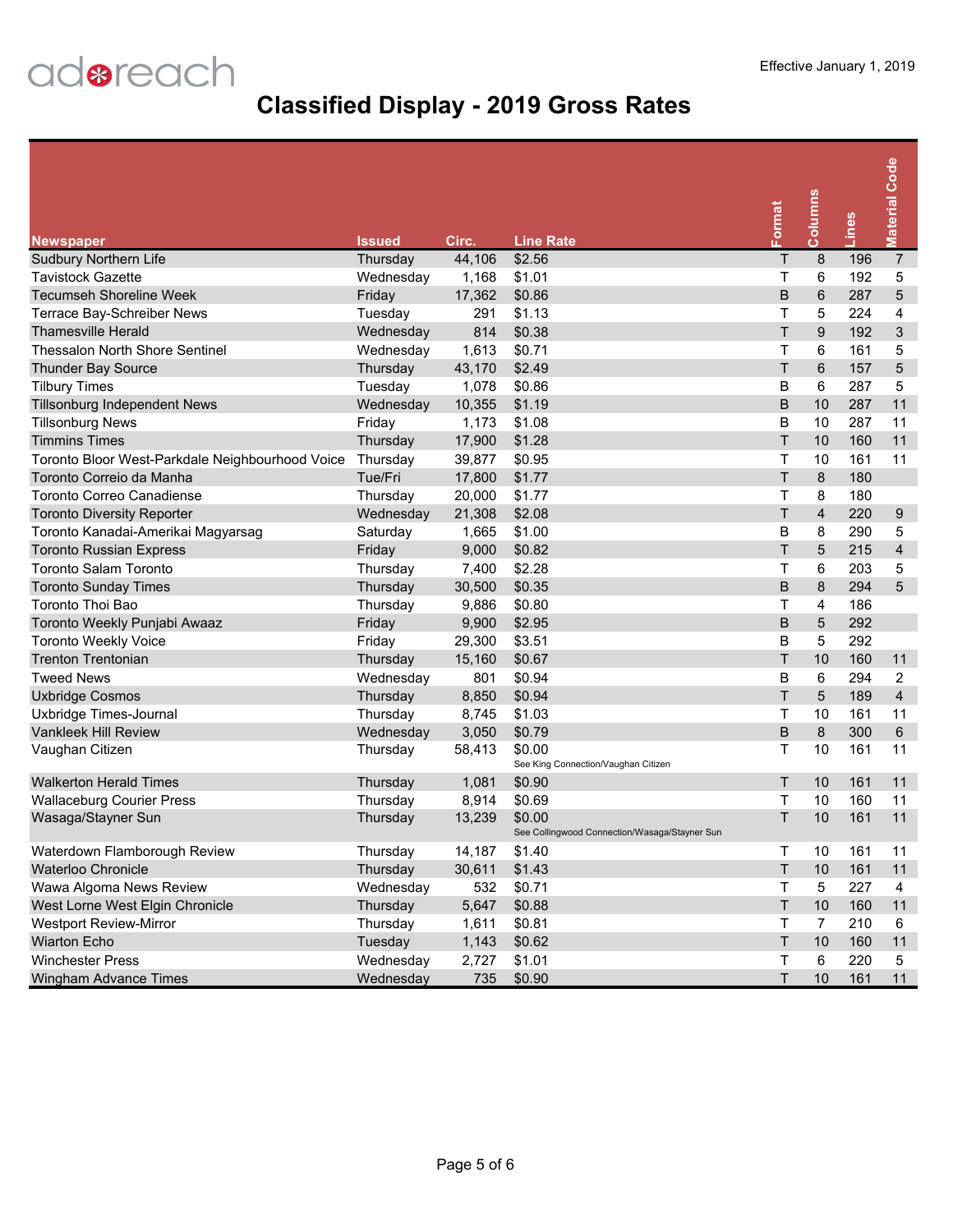adreach

Effective January 1, 2019

# Classified Display - 2019 Gross Rates

| Newspaper | Issued | Circ. | Line Rate | Format | Columns | Lines | Material Code |
|---|---|---|---|---|---|---|---|
| Sudbury Northern Life | Thursday | 44,106 | $2.56 | T | 8 | 196 | 7 |
| Tavistock Gazette | Wednesday | 1,168 | $1.01 | T | 6 | 192 | 5 |
| Tecumseh Shoreline Week | Friday | 17,362 | $0.86 | B | 6 | 287 | 5 |
| Terrace Bay-Schreiber News | Tuesday | 291 | $1.13 | T | 5 | 224 | 4 |
| Thamesville Herald | Wednesday | 814 | $0.38 | T | 9 | 192 | 3 |
| Thessalon North Shore Sentinel | Wednesday | 1,613 | $0.71 | T | 6 | 161 | 5 |
| Thunder Bay Source | Thursday | 43,170 | $2.49 | T | 6 | 157 | 5 |
| Tilbury Times | Tuesday | 1,078 | $0.86 | B | 6 | 287 | 5 |
| Tillsonburg Independent News | Wednesday | 10,355 | $1.19 | B | 10 | 287 | 11 |
| Tillsonburg News | Friday | 1,173 | $1.08 | B | 10 | 287 | 11 |
| Timmins Times | Thursday | 17,900 | $1.28 | T | 10 | 160 | 11 |
| Toronto Bloor West-Parkdale Neighbourhood Voice | Thursday | 39,877 | $0.95 | T | 10 | 161 | 11 |
| Toronto Correio da Manha | Tue/Fri | 17,800 | $1.77 | T | 8 | 180 | |
| Toronto Correo Canadiense | Thursday | 20,000 | $1.77 | T | 8 | 180 | |
| Toronto Diversity Reporter | Wednesday | 21,308 | $2.08 | T | 4 | 220 | 9 |
| Toronto Kanadai-Amerikai Magyarsag | Saturday | 1,665 | $1.00 | B | 8 | 290 | 5 |
| Toronto Russian Express | Friday | 9,000 | $0.82 | T | 5 | 215 | 4 |
| Toronto Salam Toronto | Thursday | 7,400 | $2.28 | T | 6 | 203 | 5 |
| Toronto Sunday Times | Thursday | 30,500 | $0.35 | B | 8 | 294 | 5 |
| Toronto Thoi Bao | Thursday | 9,886 | $0.80 | T | 4 | 186 | |
| Toronto Weekly Punjabi Awaaz | Friday | 9,900 | $2.95 | B | 5 | 292 | |
| Toronto Weekly Voice | Friday | 29,300 | $3.51 | B | 5 | 292 | |
| Trenton Trentonian | Thursday | 15,160 | $0.67 | T | 10 | 160 | 11 |
| Tweed News | Wednesday | 801 | $0.94 | B | 6 | 294 | 2 |
| Uxbridge Cosmos | Thursday | 8,850 | $0.94 | T | 5 | 189 | 4 |
| Uxbridge Times-Journal | Thursday | 8,745 | $1.03 | T | 10 | 161 | 11 |
| Vankleek Hill Review | Wednesday | 3,050 | $0.79 | B | 8 | 300 | 6 |
| Vaughan Citizen | Thursday | 58,413 | $0.00 See King Connection/Vaughan Citizen | T | 10 | 161 | 11 |
| Walkerton Herald Times | Thursday | 1,081 | $0.90 | T | 10 | 161 | 11 |
| Wallaceburg Courier Press | Thursday | 8,914 | $0.69 | T | 10 | 160 | 11 |
| Wasaga/Stayner Sun | Thursday | 13,239 | $0.00 See Collingwood Connection/Wasaga/Stayner Sun | T | 10 | 161 | 11 |
| Waterdown Flamborough Review | Thursday | 14,187 | $1.40 | T | 10 | 161 | 11 |
| Waterloo Chronicle | Thursday | 30,611 | $1.43 | T | 10 | 161 | 11 |
| Wawa Algoma News Review | Wednesday | 532 | $0.71 | T | 5 | 227 | 4 |
| West Lorne West Elgin Chronicle | Thursday | 5,647 | $0.88 | T | 10 | 160 | 11 |
| Westport Review-Mirror | Thursday | 1,611 | $0.81 | T | 7 | 210 | 6 |
| Wiarton Echo | Tuesday | 1,143 | $0.62 | T | 10 | 160 | 11 |
| Winchester Press | Wednesday | 2,727 | $1.01 | T | 6 | 220 | 5 |
| Wingham Advance Times | Wednesday | 735 | $0.90 | T | 10 | 161 | 11 |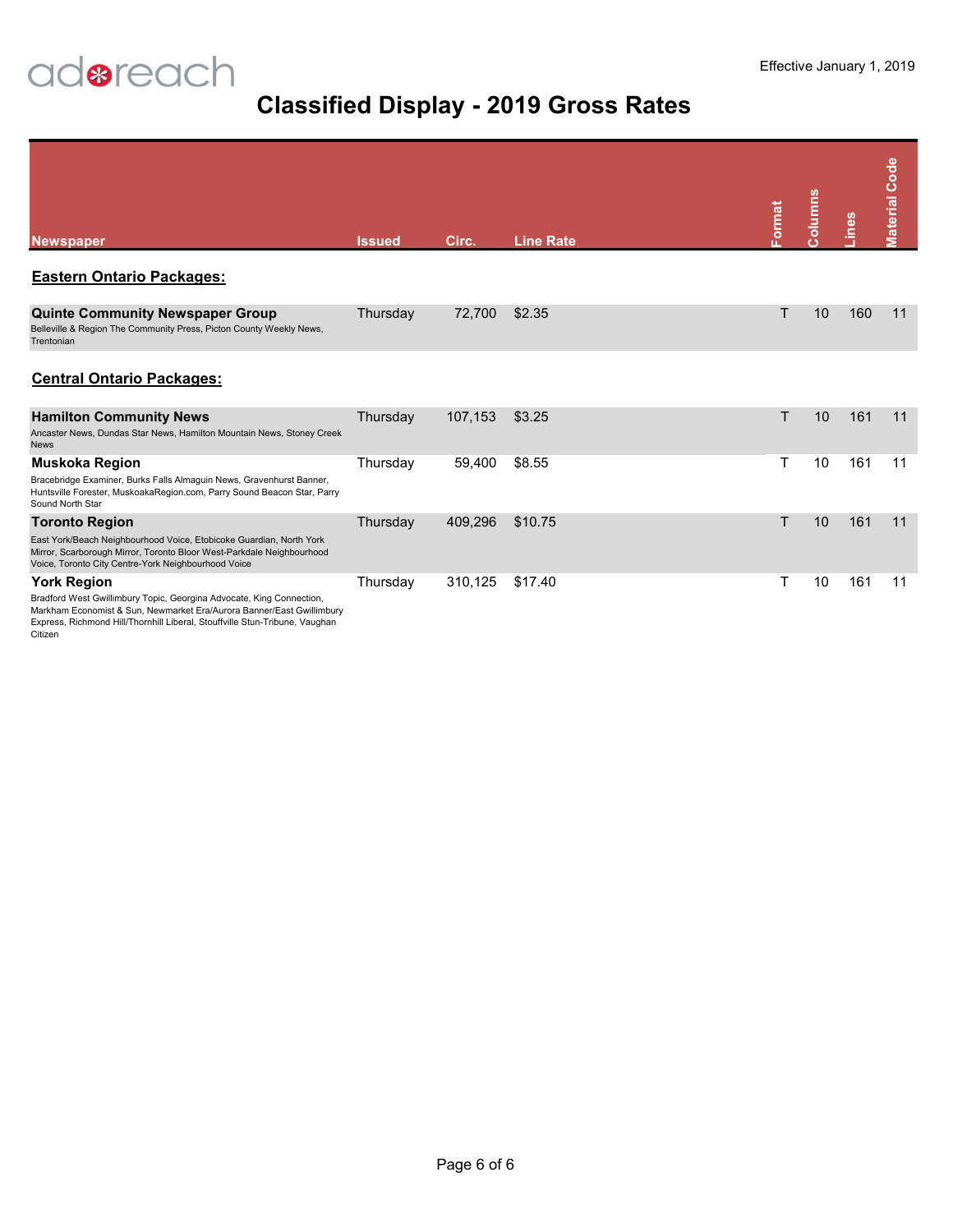adreach

Effective January 1, 2019

# Classified Display - 2019 Gross Rates

| Newspaper | Issued | Circ. | Line Rate | Format | Columns | Lines | Material Code |
|---|---|---|---|---|---|---|---|
| **Eastern Ontario Packages:** | | | | | | | |
| **Quinte Community Newspaper Group**<br>Belleville & Region The Community Press, Picton County Weekly News, Trentonian | Thursday | 72,700 | $2.35 | T | 10 | 160 | 11 |
| **Central Ontario Packages:** | | | | | | | |
| **Hamilton Community News**<br>Ancaster News, Dundas Star News, Hamilton Mountain News, Stoney Creek News | Thursday | 107,153 | $3.25 | T | 10 | 161 | 11 |
| **Muskoka Region**<br>Bracebridge Examiner, Burks Falls Almaguin News, Gravenhurst Banner, Huntsville Forester, MuskoakaRegion.com, Parry Sound Beacon Star, Parry Sound North Star | Thursday | 59,400 | $8.55 | T | 10 | 161 | 11 |
| **Toronto Region**<br>East York/Beach Neighbourhood Voice, Etobicoke Guardian, North York Mirror, Scarborough Mirror, Toronto Bloor West-Parkdale Neighbourhood Voice, Toronto City Centre-York Neighbourhood Voice | Thursday | 409,296 | $10.75 | T | 10 | 161 | 11 |
| **York Region**<br>Bradford West Gwillimbury Topic, Georgina Advocate, King Connection, Markham Economist & Sun, Newmarket Era/Aurora Banner/East Gwillimbury Express, Richmond Hill/Thornhill Liberal, Stouffville Stun-Tribune, Vaughan Citizen | Thursday | 310,125 | $17.40 | T | 10 | 161 | 11 |